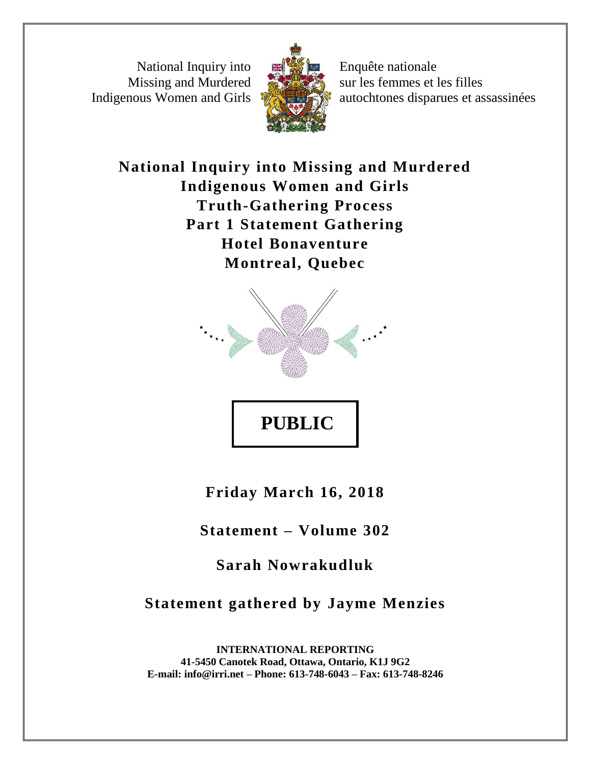National Inquiry into Missing and Murdered Indigenous Women and Girls

Enquête nationale sur les femmes et les filles autochtones disparues et assassinées

# National Inquiry into Missing and Murdered Indigenous Women and Girls
# Truth-Gathering Process
# Part 1 Statement Gathering
# Hotel Bonaventure
# Montreal, Quebec

**PUBLIC**

**Friday March 16, 2018**

**Statement – Volume 302**

**Sarah Nowrakudluk**

**Statement gathered by Jayme Menzies**

**INTERNATIONAL REPORTING**
**41-5450 Canotek Road, Ottawa, Ontario, K1J 9G2**
**E-mail: info@irri.net – Phone: 613-748-6043 – Fax: 613-748-8246**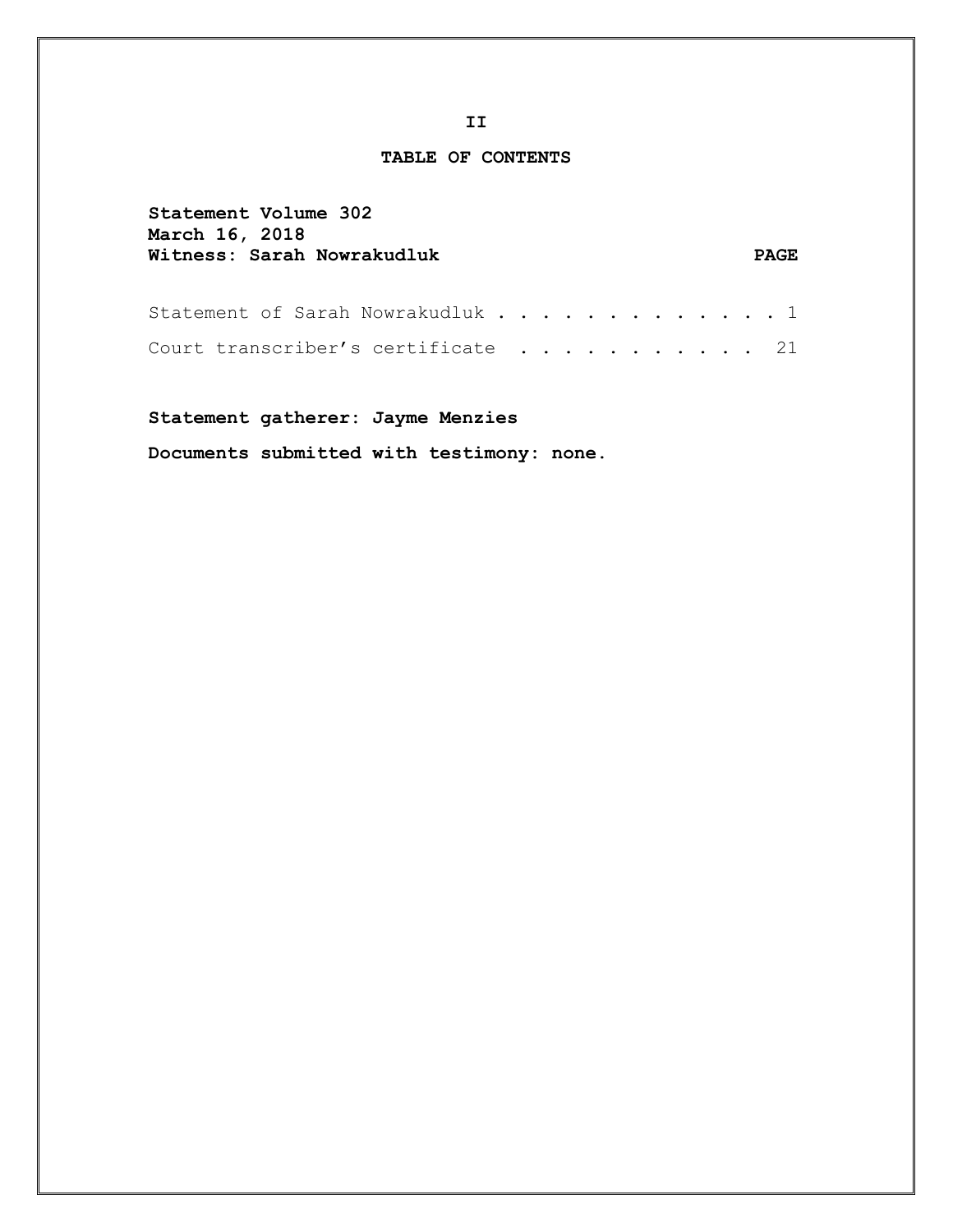## TABLE OF CONTENTS

**Statement Volume 302**
**March 16, 2018**
**Witness: Sarah Nowrakudluk**

| | **PAGE** |
|---|---|
| Statement of Sarah Nowrakudluk | 1 |
| Court transcriber's certificate | 21 |

**Statement gatherer: Jayme Menzies**

**Documents submitted with testimony: none.**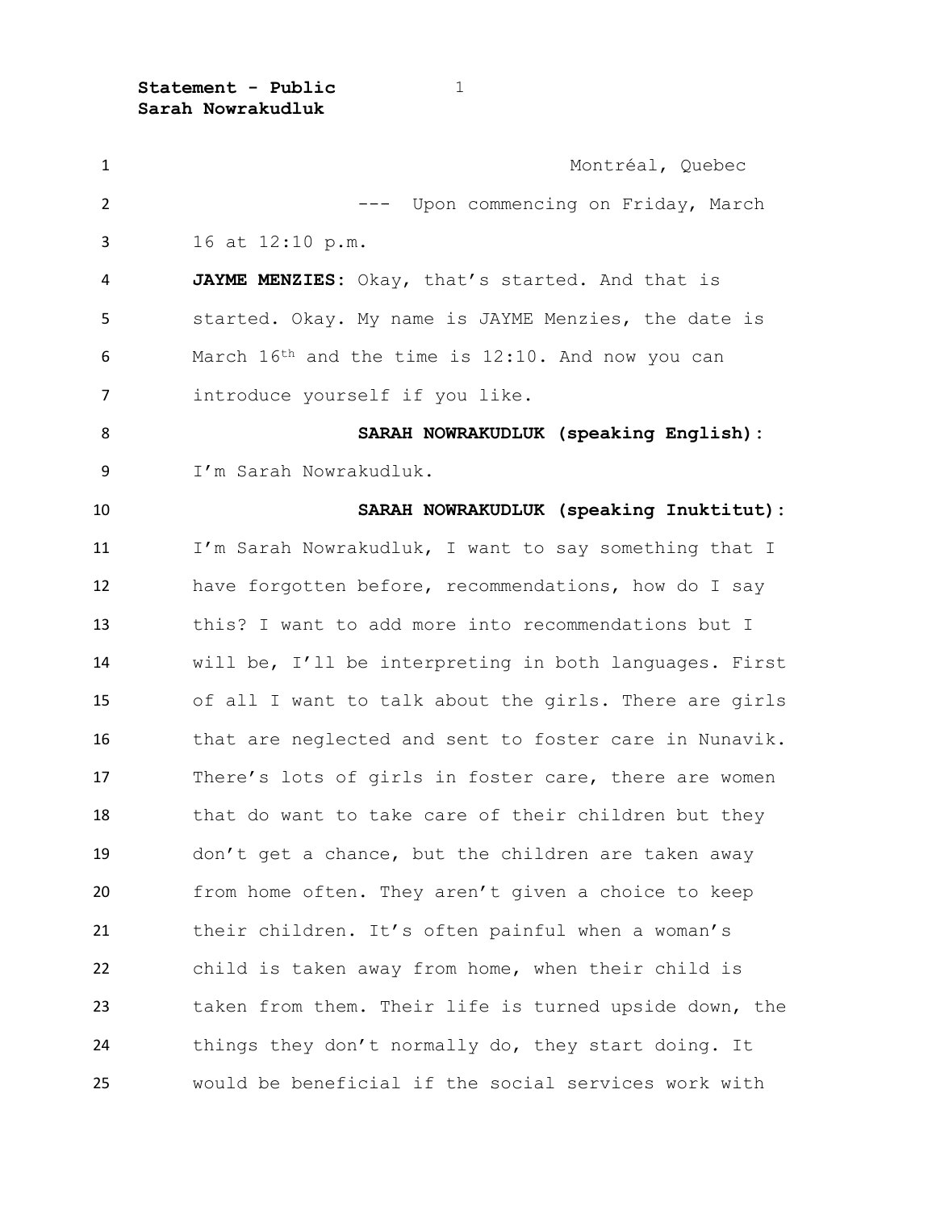Montréal, Quebec

--- Upon commencing on Friday, March 16 at 12:10 p.m.

**JAYME MENZIES**: Okay, that's started. And that is started. Okay. My name is JAYME Menzies, the date is March 16th and the time is 12:10. And now you can introduce yourself if you like.

**SARAH NOWRAKUDLUK (speaking English):** I'm Sarah Nowrakudluk.

**SARAH NOWRAKUDLUK (speaking Inuktitut):** I'm Sarah Nowrakudluk, I want to say something that I have forgotten before, recommendations, how do I say this? I want to add more into recommendations but I will be, I'll be interpreting in both languages. First of all I want to talk about the girls. There are girls that are neglected and sent to foster care in Nunavik. There's lots of girls in foster care, there are women that do want to take care of their children but they don't get a chance, but the children are taken away from home often. They aren't given a choice to keep their children. It's often painful when a woman's child is taken away from home, when their child is taken from them. Their life is turned upside down, the things they don't normally do, they start doing. It would be beneficial if the social services work with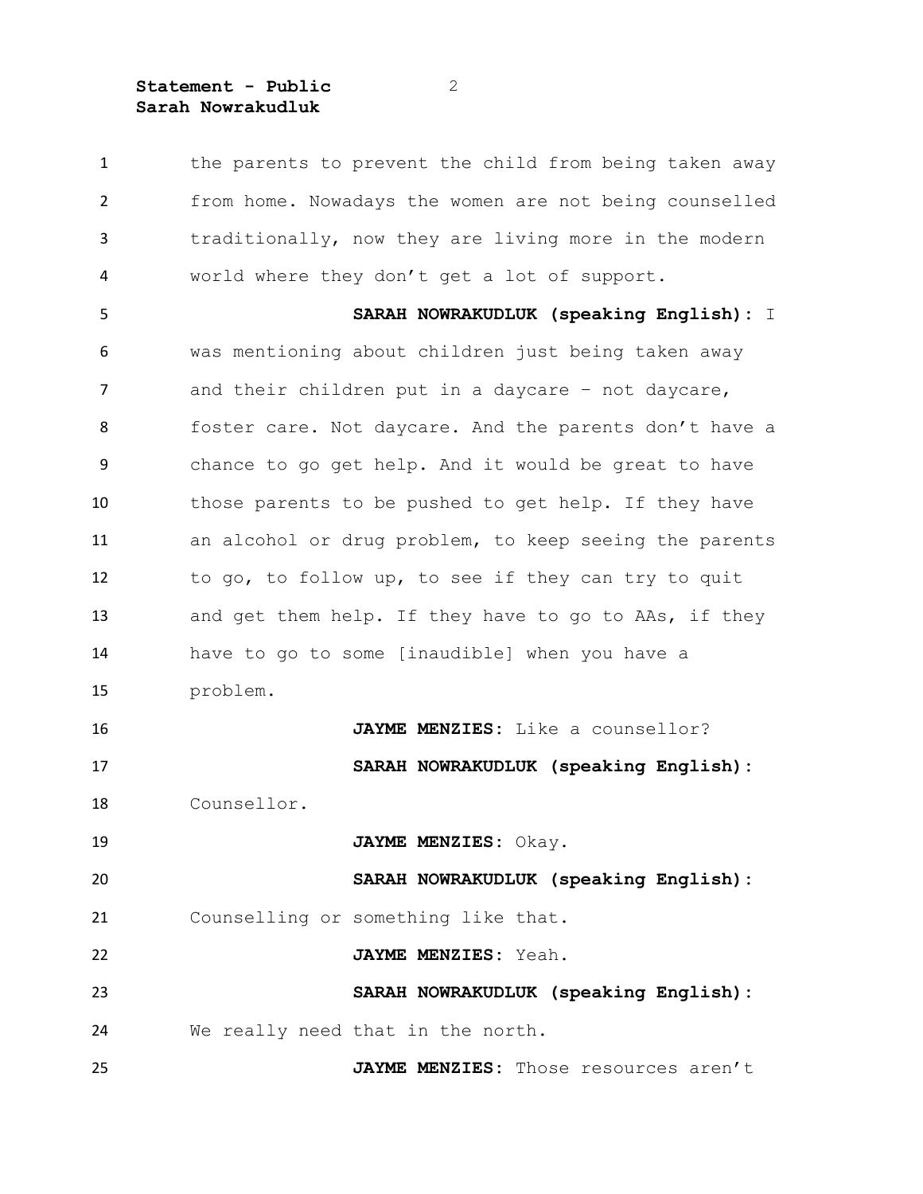the parents to prevent the child from being taken away from home. Nowadays the women are not being counselled traditionally, now they are living more in the modern world where they don't get a lot of support.

**SARAH NOWRAKUDLUK (speaking English):** I was mentioning about children just being taken away and their children put in a daycare – not daycare, foster care. Not daycare. And the parents don't have a chance to go get help. And it would be great to have those parents to be pushed to get help. If they have an alcohol or drug problem, to keep seeing the parents to go, to follow up, to see if they can try to quit and get them help. If they have to go to AAs, if they have to go to some [inaudible] when you have a problem.

**JAYME MENZIES:** Like a counsellor?

**SARAH NOWRAKUDLUK (speaking English):** Counsellor.

**JAYME MENZIES:** Okay.

**SARAH NOWRAKUDLUK (speaking English):** Counselling or something like that.

**JAYME MENZIES:** Yeah.

**SARAH NOWRAKUDLUK (speaking English):** We really need that in the north.

**JAYME MENZIES:** Those resources aren't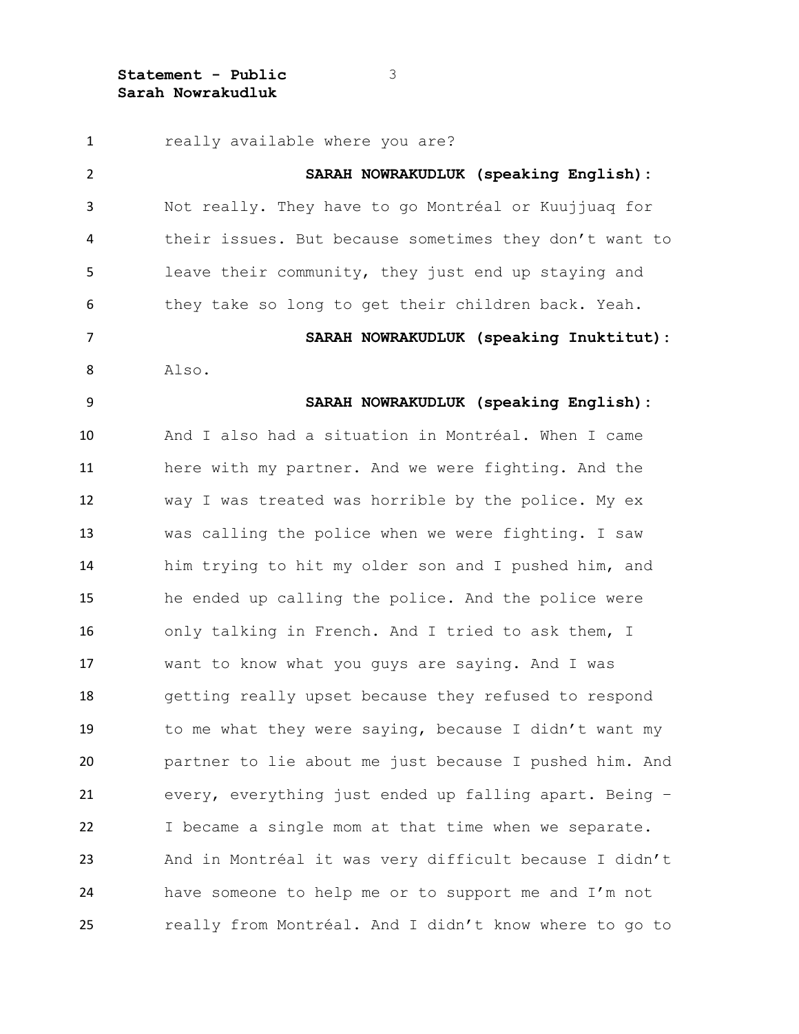really available where you are?

**SARAH NOWRAKUDLUK (speaking English):**

Not really. They have to go Montréal or Kuujjuaq for their issues. But because sometimes they don't want to leave their community, they just end up staying and they take so long to get their children back. Yeah.

**SARAH NOWRAKUDLUK (speaking Inuktitut):**

Also.

**SARAH NOWRAKUDLUK (speaking English):**

And I also had a situation in Montréal. When I came here with my partner. And we were fighting. And the way I was treated was horrible by the police. My ex was calling the police when we were fighting. I saw him trying to hit my older son and I pushed him, and he ended up calling the police. And the police were only talking in French. And I tried to ask them, I want to know what you guys are saying. And I was getting really upset because they refused to respond to me what they were saying, because I didn't want my partner to lie about me just because I pushed him. And every, everything just ended up falling apart. Being – I became a single mom at that time when we separate. And in Montréal it was very difficult because I didn't have someone to help me or to support me and I'm not really from Montréal. And I didn't know where to go to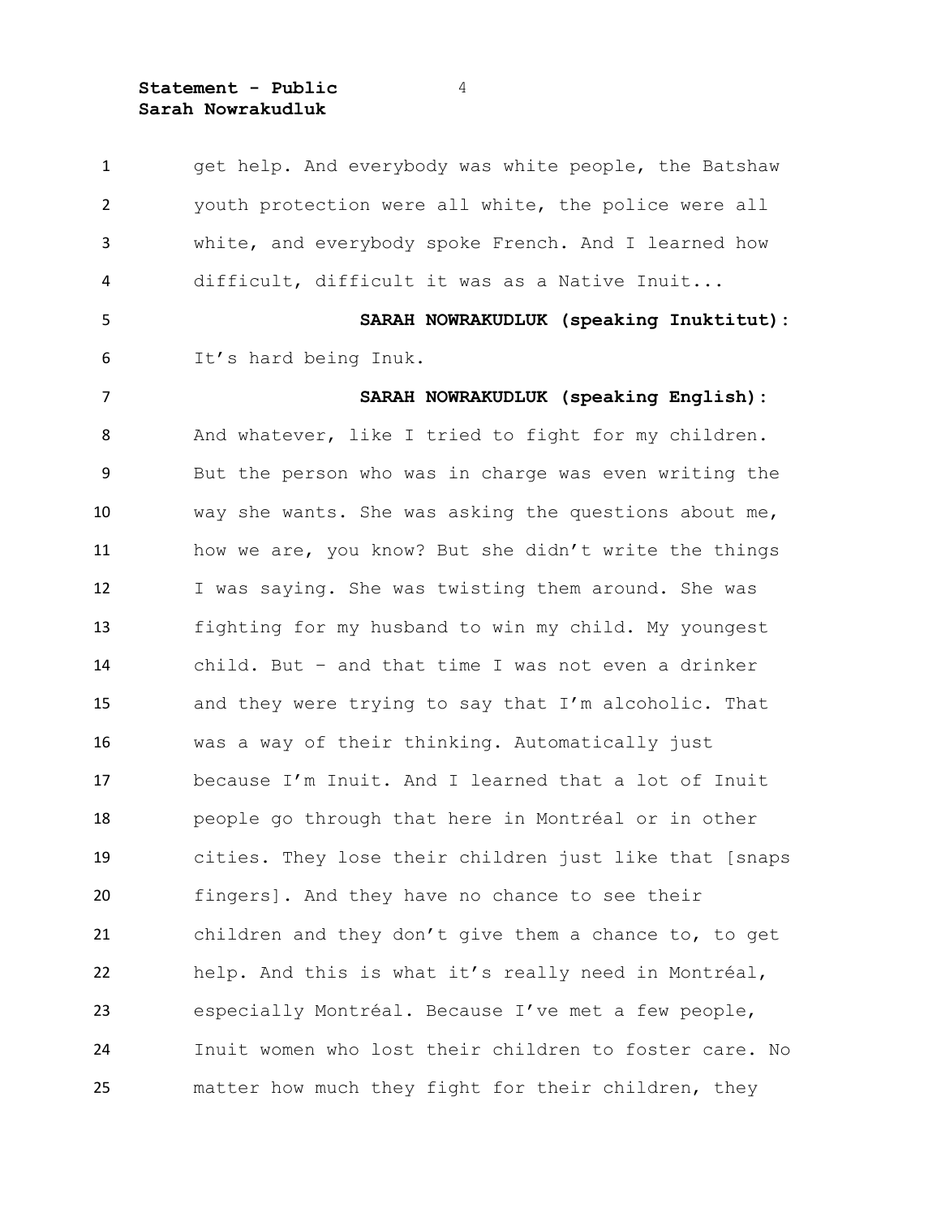get help. And everybody was white people, the Batshaw youth protection were all white, the police were all white, and everybody spoke French. And I learned how difficult, difficult it was as a Native Inuit...

**SARAH NOWRAKUDLUK (speaking Inuktitut):** It’s hard being Inuk.

**SARAH NOWRAKUDLUK (speaking English):** And whatever, like I tried to fight for my children. But the person who was in charge was even writing the way she wants. She was asking the questions about me, how we are, you know? But she didn’t write the things I was saying. She was twisting them around. She was fighting for my husband to win my child. My youngest child. But – and that time I was not even a drinker and they were trying to say that I’m alcoholic. That was a way of their thinking. Automatically just because I’m Inuit. And I learned that a lot of Inuit people go through that here in Montréal or in other cities. They lose their children just like that [snaps fingers]. And they have no chance to see their children and they don’t give them a chance to, to get help. And this is what it’s really need in Montréal, especially Montréal. Because I’ve met a few people, Inuit women who lost their children to foster care. No matter how much they fight for their children, they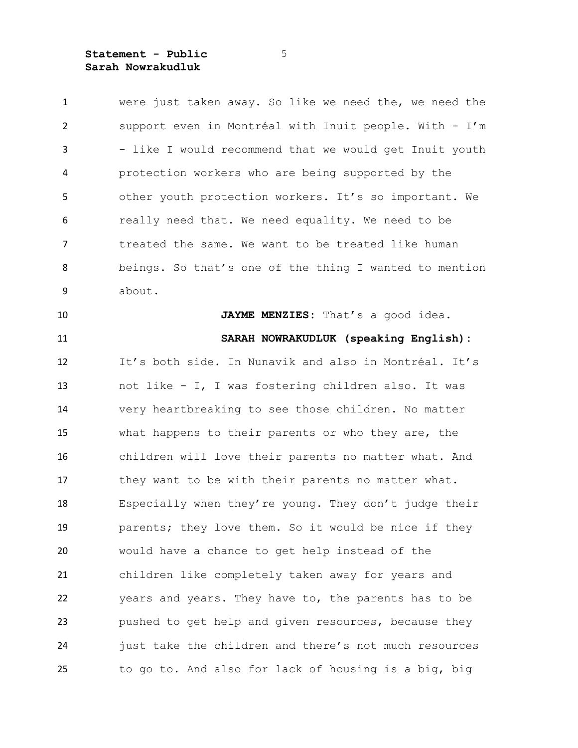were just taken away. So like we need the, we need the support even in Montréal with Inuit people. With - I'm - like I would recommend that we would get Inuit youth protection workers who are being supported by the other youth protection workers. It's so important. We really need that. We need equality. We need to be treated the same. We want to be treated like human beings. So that's one of the thing I wanted to mention about.

**JAYME MENZIES:** That's a good idea.

**SARAH NOWRAKUDLUK (speaking English):** It's both side. In Nunavik and also in Montréal. It's not like - I, I was fostering children also. It was very heartbreaking to see those children. No matter what happens to their parents or who they are, the children will love their parents no matter what. And they want to be with their parents no matter what. Especially when they're young. They don't judge their parents; they love them. So it would be nice if they would have a chance to get help instead of the children like completely taken away for years and years and years. They have to, the parents has to be pushed to get help and given resources, because they just take the children and there's not much resources to go to. And also for lack of housing is a big, big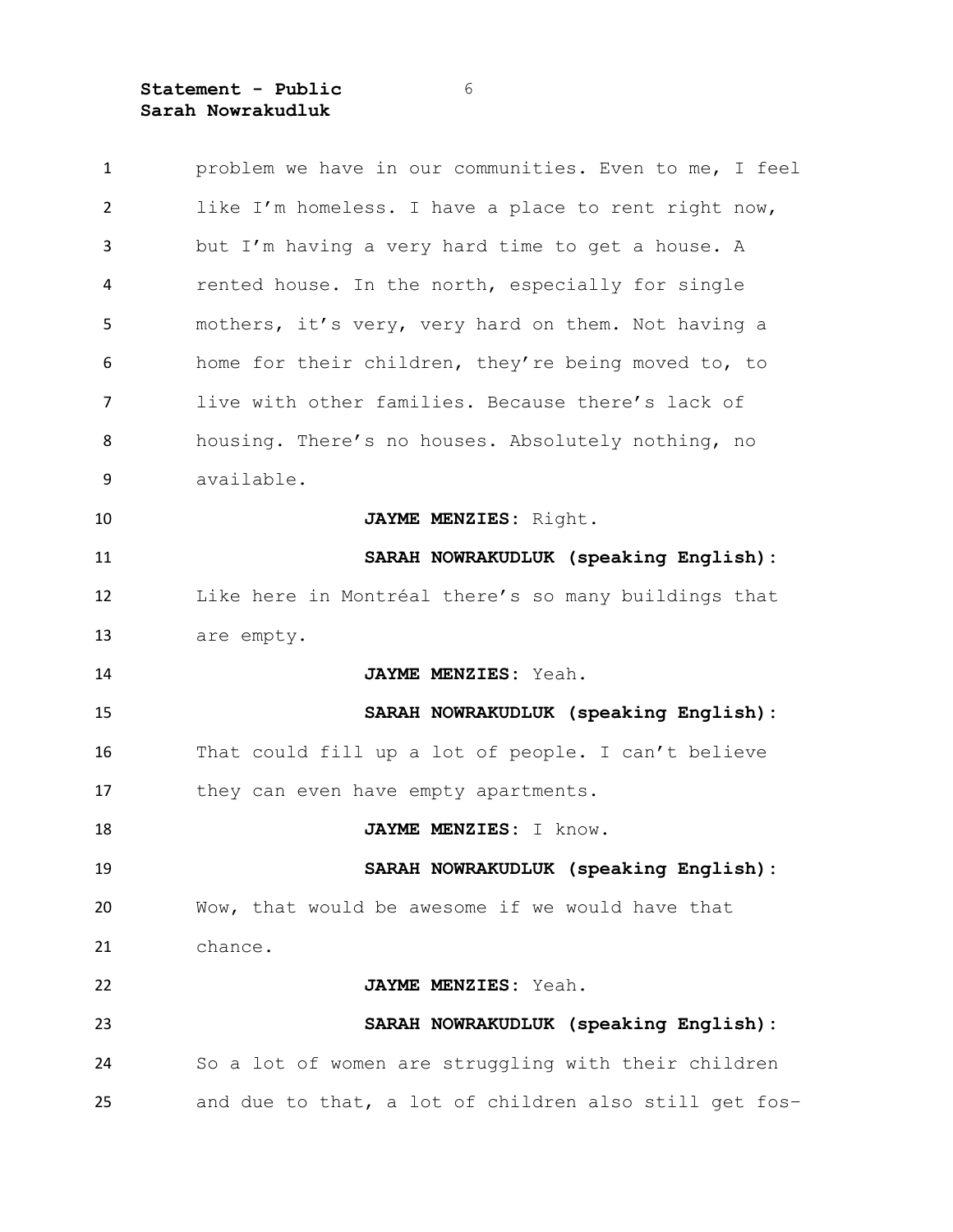problem we have in our communities. Even to me, I feel like I'm homeless. I have a place to rent right now, but I'm having a very hard time to get a house. A rented house. In the north, especially for single mothers, it's very, very hard on them. Not having a home for their children, they're being moved to, to live with other families. Because there's lack of housing. There's no houses. Absolutely nothing, no available.

**JAYME MENZIES**: Right.

**SARAH NOWRAKUDLUK (speaking English)**: Like here in Montréal there's so many buildings that are empty.

**JAYME MENZIES**: Yeah.

**SARAH NOWRAKUDLUK (speaking English)**: That could fill up a lot of people. I can't believe they can even have empty apartments.

**JAYME MENZIES**: I know.

**SARAH NOWRAKUDLUK (speaking English)**: Wow, that would be awesome if we would have that chance.

**JAYME MENZIES**: Yeah.

**SARAH NOWRAKUDLUK (speaking English)**: So a lot of women are struggling with their children and due to that, a lot of children also still get fos-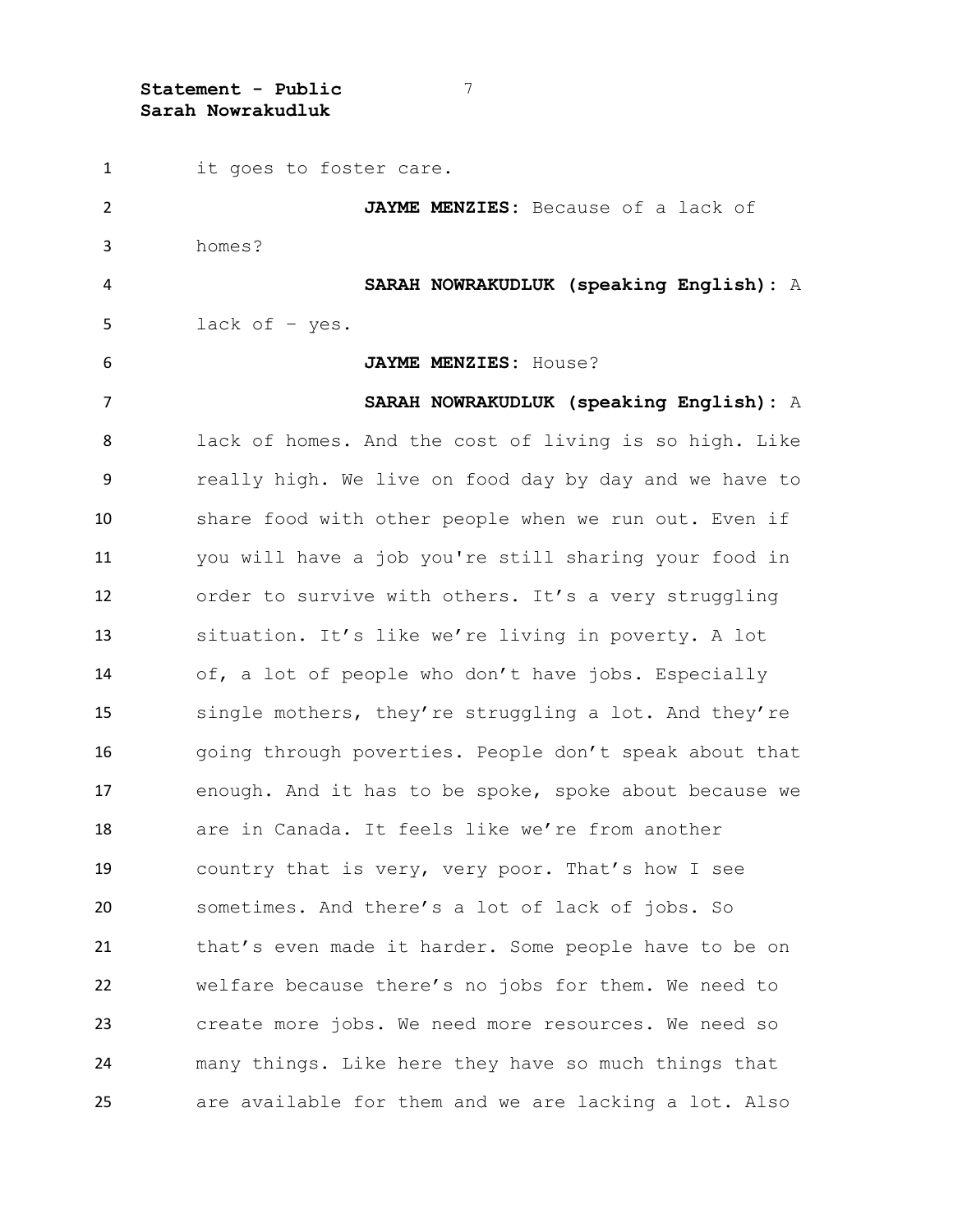it goes to foster care.

**JAYME MENZIES:** Because of a lack of homes?

**SARAH NOWRAKUDLUK (speaking English):** A lack of – yes.

**JAYME MENZIES:** House?

**SARAH NOWRAKUDLUK (speaking English):** A lack of homes. And the cost of living is so high. Like really high. We live on food day by day and we have to share food with other people when we run out. Even if you will have a job you're still sharing your food in order to survive with others. It's a very struggling situation. It's like we're living in poverty. A lot of, a lot of people who don't have jobs. Especially single mothers, they're struggling a lot. And they're going through poverties. People don't speak about that enough. And it has to be spoke, spoke about because we are in Canada. It feels like we're from another country that is very, very poor. That's how I see sometimes. And there's a lot of lack of jobs. So that's even made it harder. Some people have to be on welfare because there's no jobs for them. We need to create more jobs. We need more resources. We need so many things. Like here they have so much things that are available for them and we are lacking a lot. Also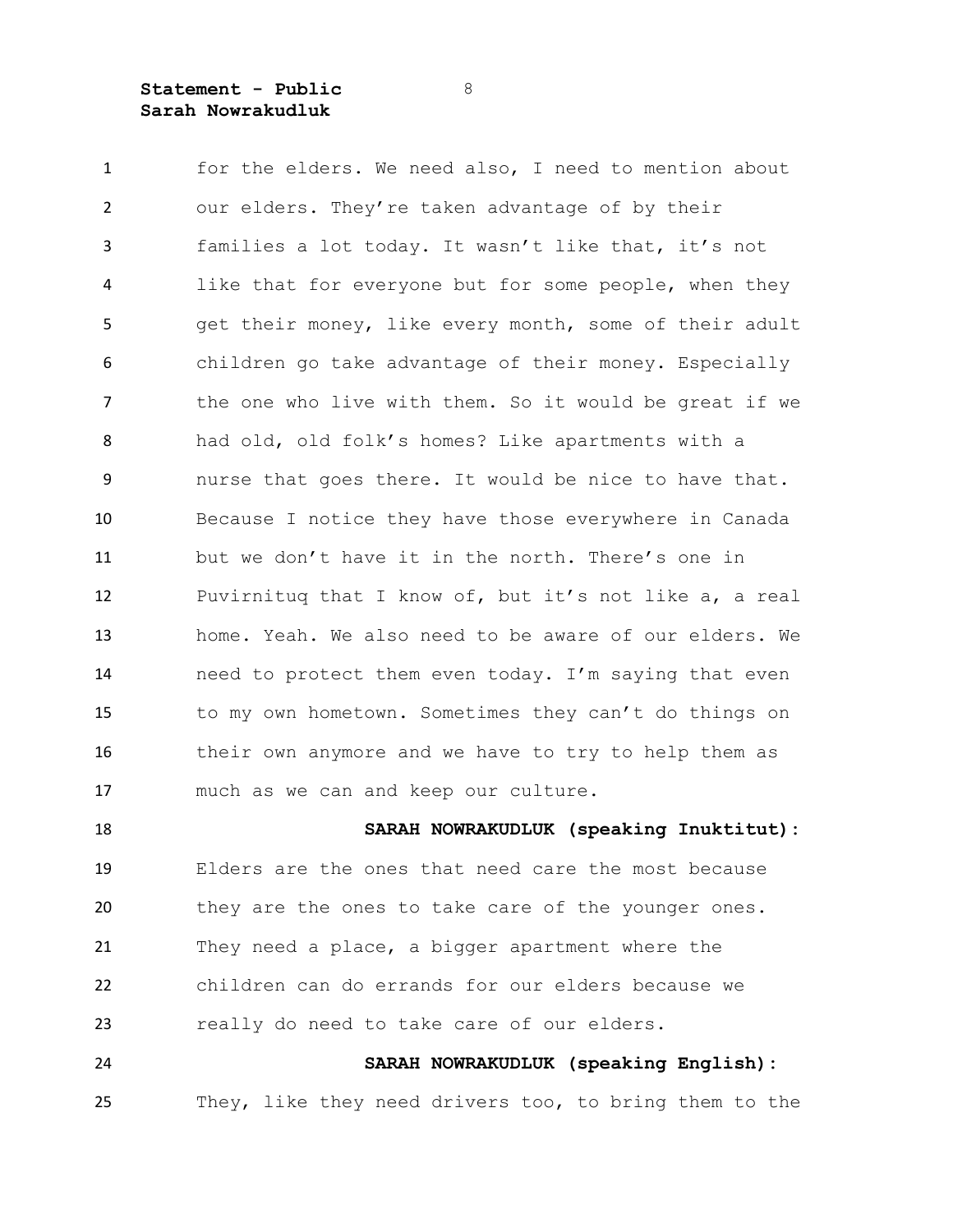for the elders. We need also, I need to mention about our elders. They're taken advantage of by their families a lot today. It wasn't like that, it's not like that for everyone but for some people, when they get their money, like every month, some of their adult children go take advantage of their money. Especially the one who live with them. So it would be great if we had old, old folk's homes? Like apartments with a nurse that goes there. It would be nice to have that. Because I notice they have those everywhere in Canada but we don't have it in the north. There's one in Puvirnituq that I know of, but it's not like a, a real home. Yeah. We also need to be aware of our elders. We need to protect them even today. I'm saying that even to my own hometown. Sometimes they can't do things on their own anymore and we have to try to help them as much as we can and keep our culture.

**SARAH NOWRAKUDLUK (speaking Inuktitut):** Elders are the ones that need care the most because they are the ones to take care of the younger ones. They need a place, a bigger apartment where the children can do errands for our elders because we really do need to take care of our elders.

**SARAH NOWRAKUDLUK (speaking English):** They, like they need drivers too, to bring them to the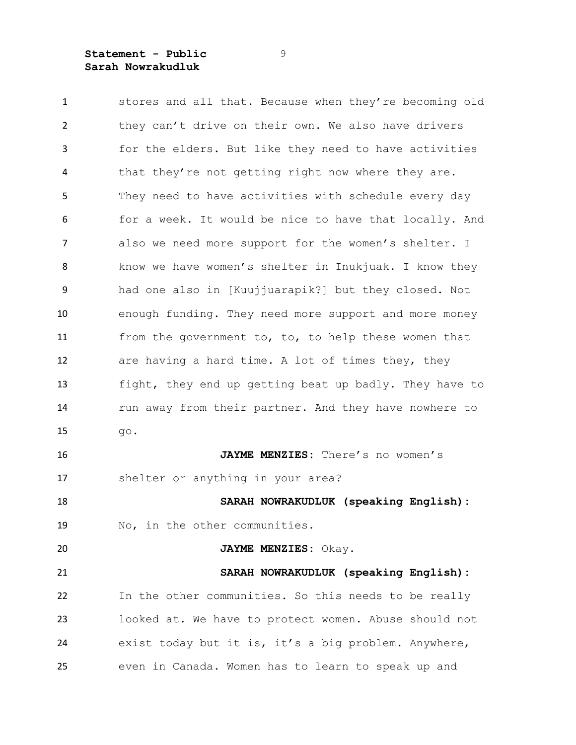stores and all that. Because when they're becoming old they can't drive on their own. We also have drivers for the elders. But like they need to have activities that they're not getting right now where they are. They need to have activities with schedule every day for a week. It would be nice to have that locally. And also we need more support for the women's shelter. I know we have women's shelter in Inukjuak. I know they had one also in [Kuujjuarapik?] but they closed. Not enough funding. They need more support and more money from the government to, to, to help these women that are having a hard time. A lot of times they, they fight, they end up getting beat up badly. They have to run away from their partner. And they have nowhere to go.

**JAYME MENZIES**: There's no women's shelter or anything in your area?

**SARAH NOWRAKUDLUK (speaking English)**: No, in the other communities.

**JAYME MENZIES**: Okay.

**SARAH NOWRAKUDLUK (speaking English)**: In the other communities. So this needs to be really looked at. We have to protect women. Abuse should not exist today but it is, it's a big problem. Anywhere, even in Canada. Women has to learn to speak up and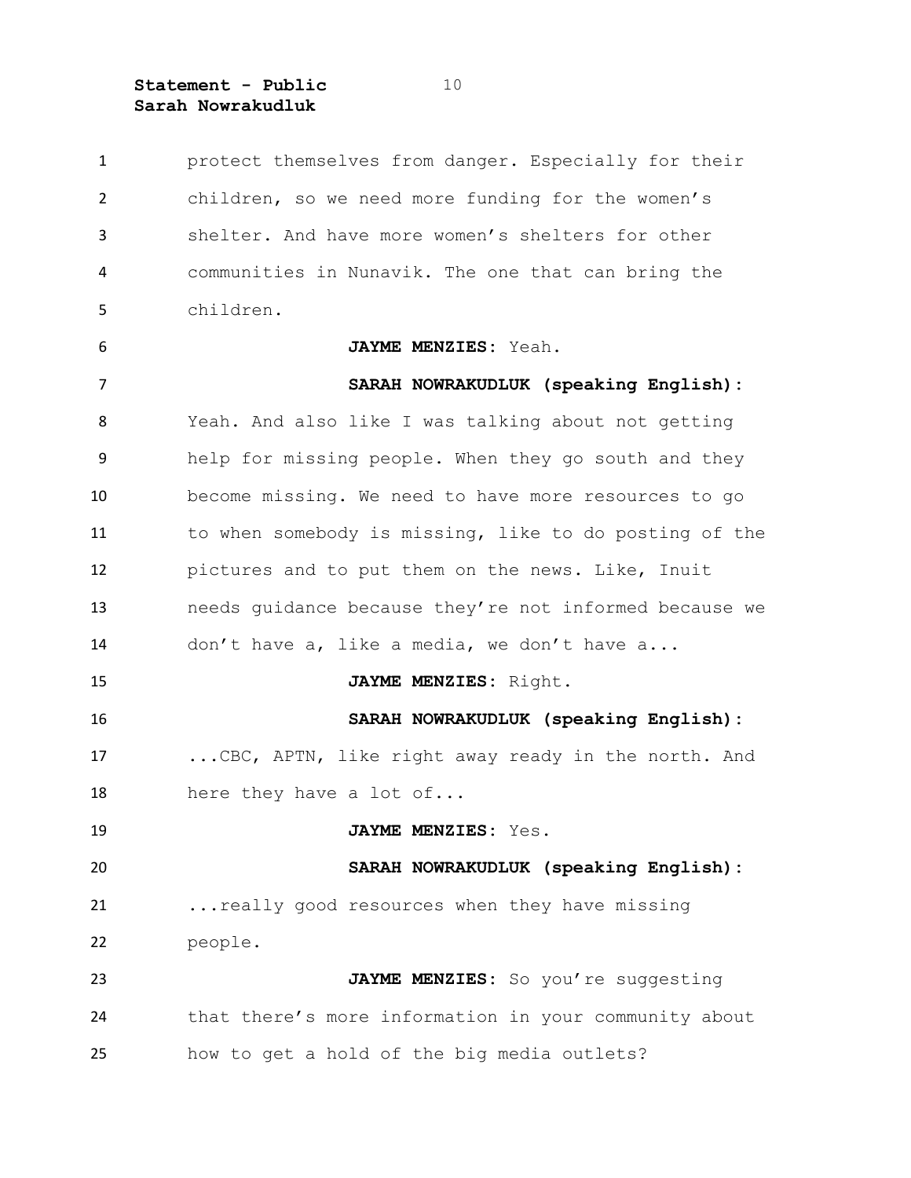protect themselves from danger. Especially for their children, so we need more funding for the women's shelter. And have more women's shelters for other communities in Nunavik. The one that can bring the children.

**JAYME MENZIES:** Yeah.

**SARAH NOWRAKUDLUK (speaking English):** Yeah. And also like I was talking about not getting help for missing people. When they go south and they become missing. We need to have more resources to go to when somebody is missing, like to do posting of the pictures and to put them on the news. Like, Inuit needs guidance because they're not informed because we don't have a, like a media, we don't have a...

**JAYME MENZIES:** Right.

**SARAH NOWRAKUDLUK (speaking English):** ...CBC, APTN, like right away ready in the north. And here they have a lot of...

**JAYME MENZIES:** Yes.

**SARAH NOWRAKUDLUK (speaking English):** ...really good resources when they have missing people.

**JAYME MENZIES:** So you're suggesting that there's more information in your community about how to get a hold of the big media outlets?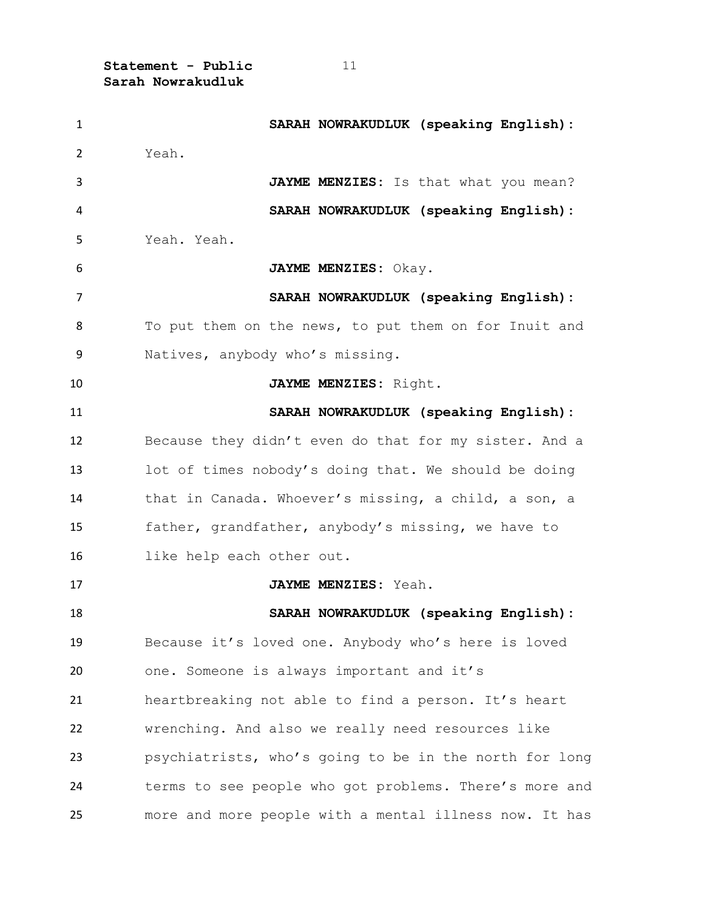**SARAH NOWRAKUDLUK (speaking English):** Yeah.

**JAYME MENZIES:** Is that what you mean?

**SARAH NOWRAKUDLUK (speaking English):** Yeah. Yeah.

**JAYME MENZIES:** Okay.

**SARAH NOWRAKUDLUK (speaking English):** To put them on the news, to put them on for Inuit and Natives, anybody who's missing.

**JAYME MENZIES:** Right.

**SARAH NOWRAKUDLUK (speaking English):** Because they didn't even do that for my sister. And a lot of times nobody's doing that. We should be doing that in Canada. Whoever's missing, a child, a son, a father, grandfather, anybody's missing, we have to like help each other out.

**JAYME MENZIES:** Yeah.

**SARAH NOWRAKUDLUK (speaking English):** Because it's loved one. Anybody who's here is loved one. Someone is always important and it's heartbreaking not able to find a person. It's heart wrenching. And also we really need resources like psychiatrists, who's going to be in the north for long terms to see people who got problems. There's more and more and more people with a mental illness now. It has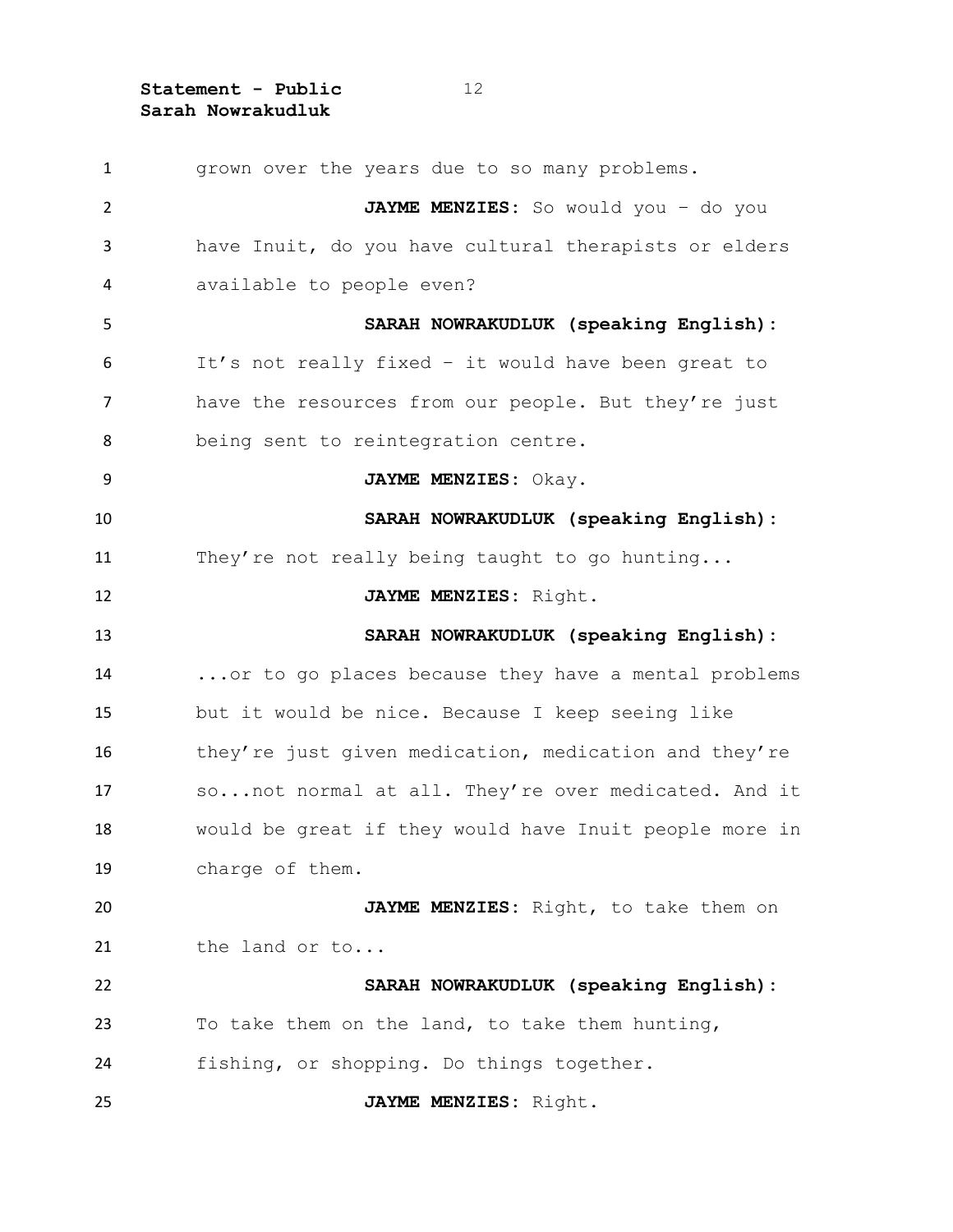grown over the years due to so many problems.

**JAYME MENZIES:** So would you – do you have Inuit, do you have cultural therapists or elders available to people even?

**SARAH NOWRAKUDLUK (speaking English):** It's not really fixed – it would have been great to have the resources from our people. But they're just being sent to reintegration centre.

**JAYME MENZIES:** Okay.

**SARAH NOWRAKUDLUK (speaking English):** They're not really being taught to go hunting...

**JAYME MENZIES:** Right.

**SARAH NOWRAKUDLUK (speaking English):** ...or to go places because they have a mental problems but it would be nice. Because I keep seeing like they're just given medication, medication and they're so...not normal at all. They're over medicated. And it would be great if they would have Inuit people more in charge of them.

**JAYME MENZIES:** Right, to take them on the land or to...

**SARAH NOWRAKUDLUK (speaking English):** To take them on the land, to take them hunting, fishing, or shopping. Do things together.

**JAYME MENZIES:** Right.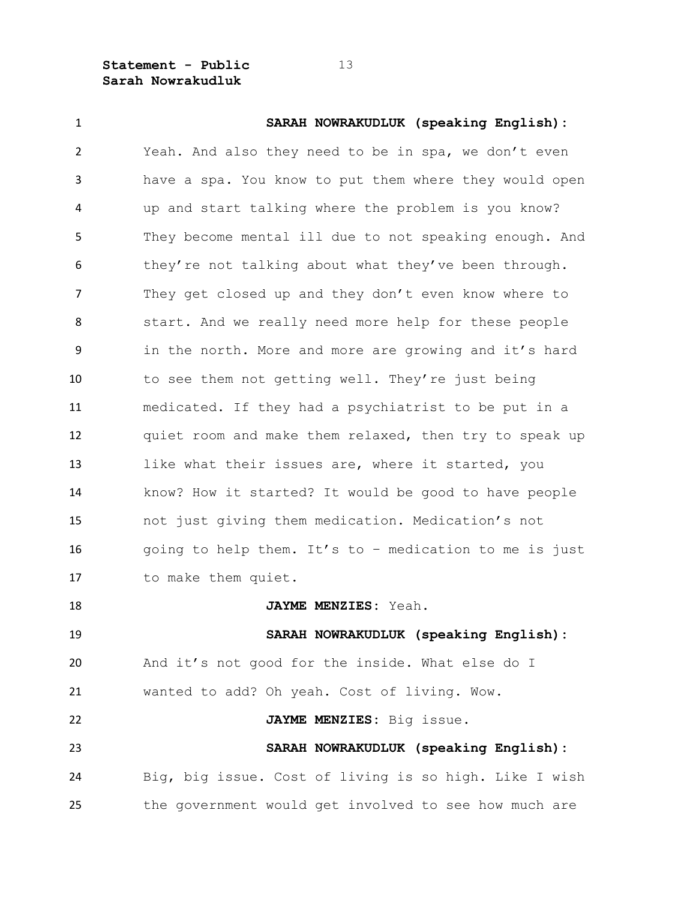**SARAH NOWRAKUDLUK (speaking English):** Yeah. And also they need to be in spa, we don't even have a spa. You know to put them where they would open up and start talking where the problem is you know? They become mental ill due to not speaking enough. And they're not talking about what they've been through. They get closed up and they don't even know where to start. And we really need more help for these people in the north. More and more are growing and it's hard to see them not getting well. They're just being medicated. If they had a psychiatrist to be put in a quiet room and make them relaxed, then try to speak up like what their issues are, where it started, you know? How it started? It would be good to have people not just giving them medication. Medication's not going to help them. It's to – medication to me is just to make them quiet.

**JAYME MENZIES:** Yeah.

**SARAH NOWRAKUDLUK (speaking English):** And it's not good for the inside. What else do I wanted to add? Oh yeah. Cost of living. Wow.

**JAYME MENZIES:** Big issue.

**SARAH NOWRAKUDLUK (speaking English):** Big, big issue. Cost of living is so high. Like I wish the government would get involved to see how much are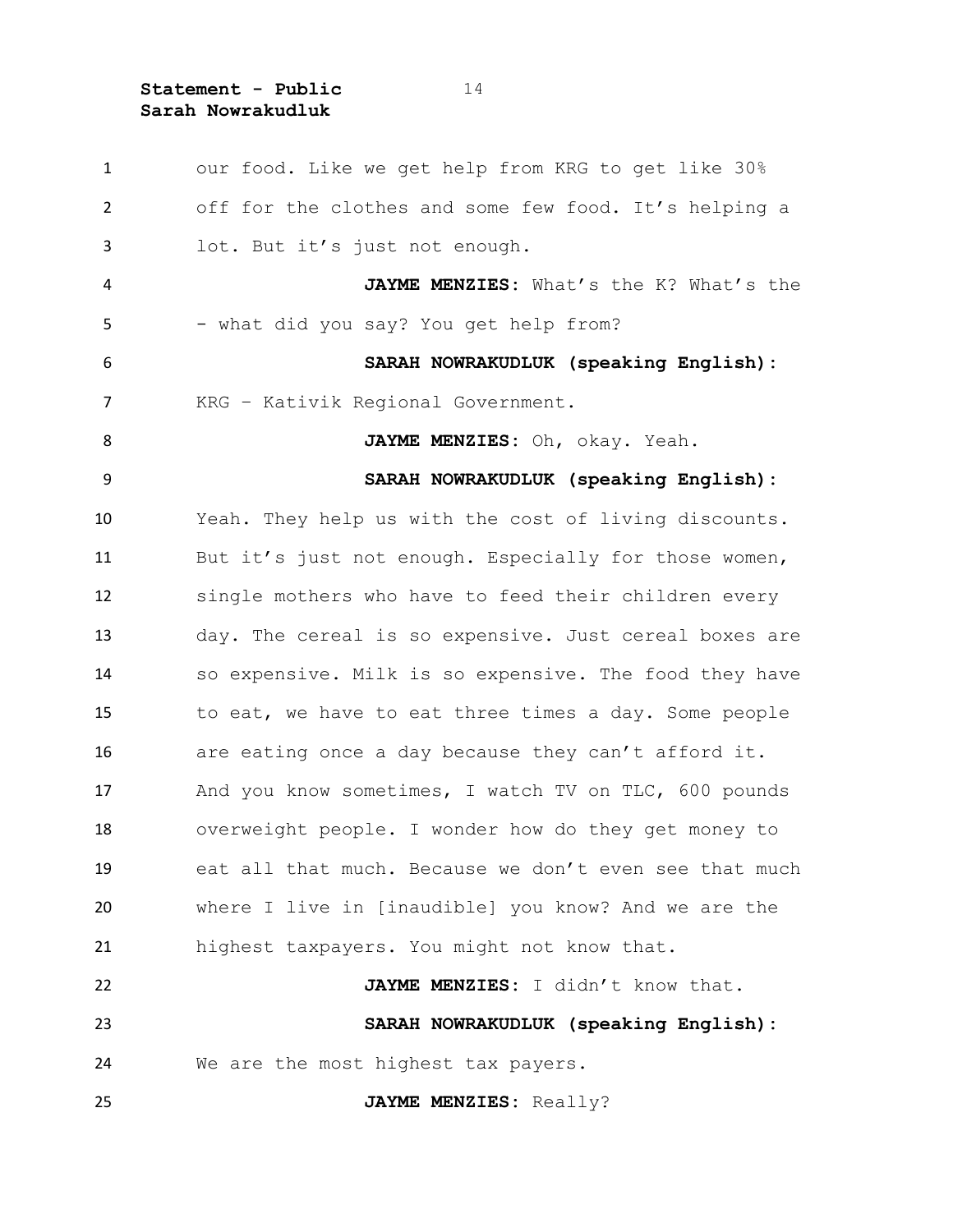our food. Like we get help from KRG to get like 30% off for the clothes and some few food. It's helping a lot. But it's just not enough.

**JAYME MENZIES**: What's the K? What's the - what did you say? You get help from?

**SARAH NOWRAKUDLUK (speaking English):** KRG – Kativik Regional Government.

**JAYME MENZIES**: Oh, okay. Yeah.

**SARAH NOWRAKUDLUK (speaking English):** Yeah. They help us with the cost of living discounts. But it's just not enough. Especially for those women, single mothers who have to feed their children every day. The cereal is so expensive. Just cereal boxes are so expensive. Milk is so expensive. The food they have to eat, we have to eat three times a day. Some people are eating once a day because they can't afford it. And you know sometimes, I watch TV on TLC, 600 pounds overweight people. I wonder how do they get money to eat all that much. Because we don't even see that much where I live in [inaudible] you know? And we are the highest taxpayers. You might not know that.

**JAYME MENZIES**: I didn't know that.

**SARAH NOWRAKUDLUK (speaking English):** We are the most highest tax payers.

**JAYME MENZIES**: Really?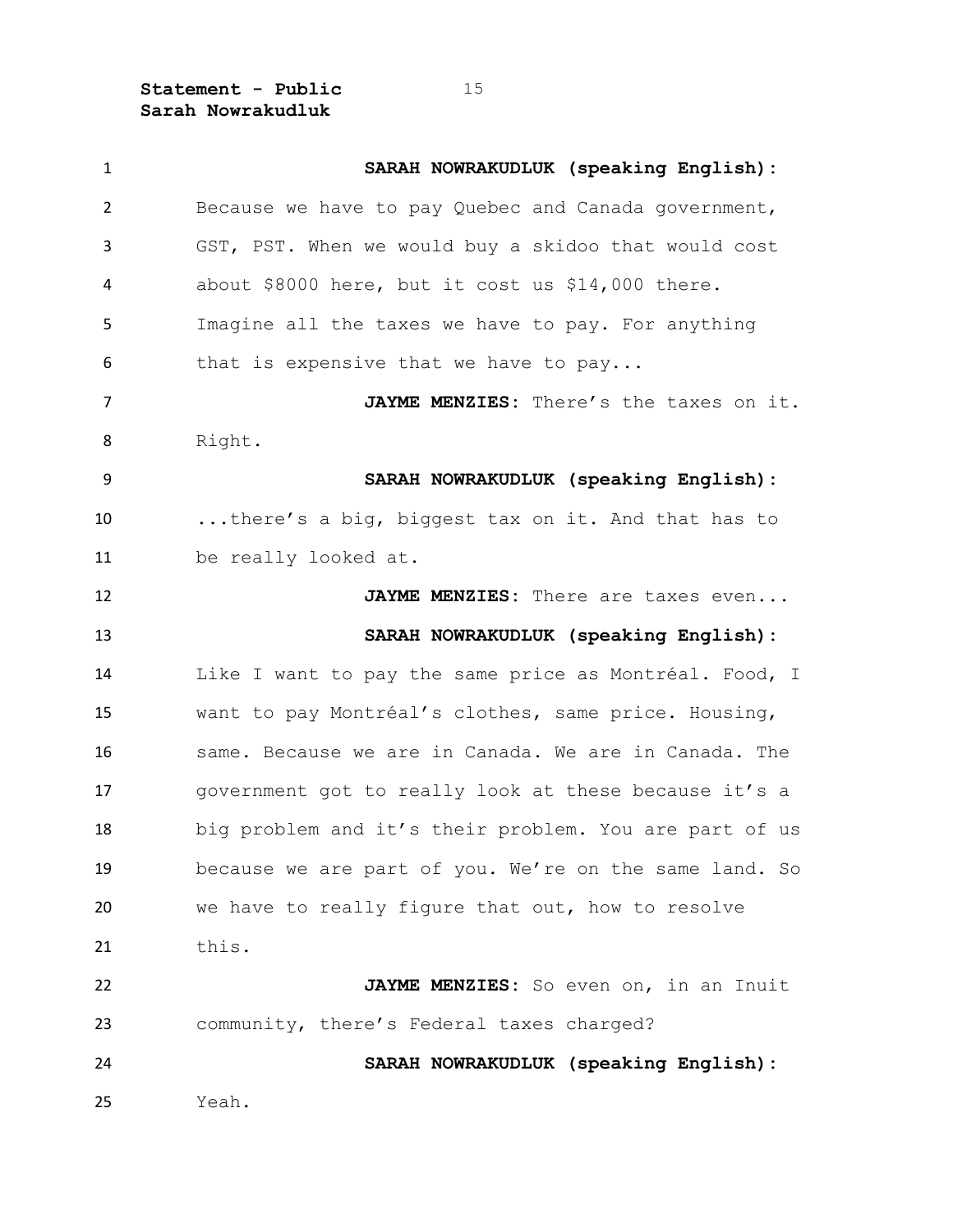**SARAH NOWRAKUDLUK (speaking English):** Because we have to pay Quebec and Canada government, GST, PST. When we would buy a skidoo that would cost about $8000 here, but it cost us $14,000 there. Imagine all the taxes we have to pay. For anything that is expensive that we have to pay...

**JAYME MENZIES:** There's the taxes on it. Right.

**SARAH NOWRAKUDLUK (speaking English):** ...there's a big, biggest tax on it. And that has to be really looked at.

**JAYME MENZIES:** There are taxes even...

**SARAH NOWRAKUDLUK (speaking English):** Like I want to pay the same price as Montréal. Food, I want to pay Montréal's clothes, same price. Housing, same. Because we are in Canada. We are in Canada. The government got to really look at these because it's a big problem and it's their problem. You are part of us because we are part of you. We're on the same land. So we have to really figure that out, how to resolve this.

**JAYME MENZIES:** So even on, in an Inuit community, there's Federal taxes charged?

**SARAH NOWRAKUDLUK (speaking English):** Yeah.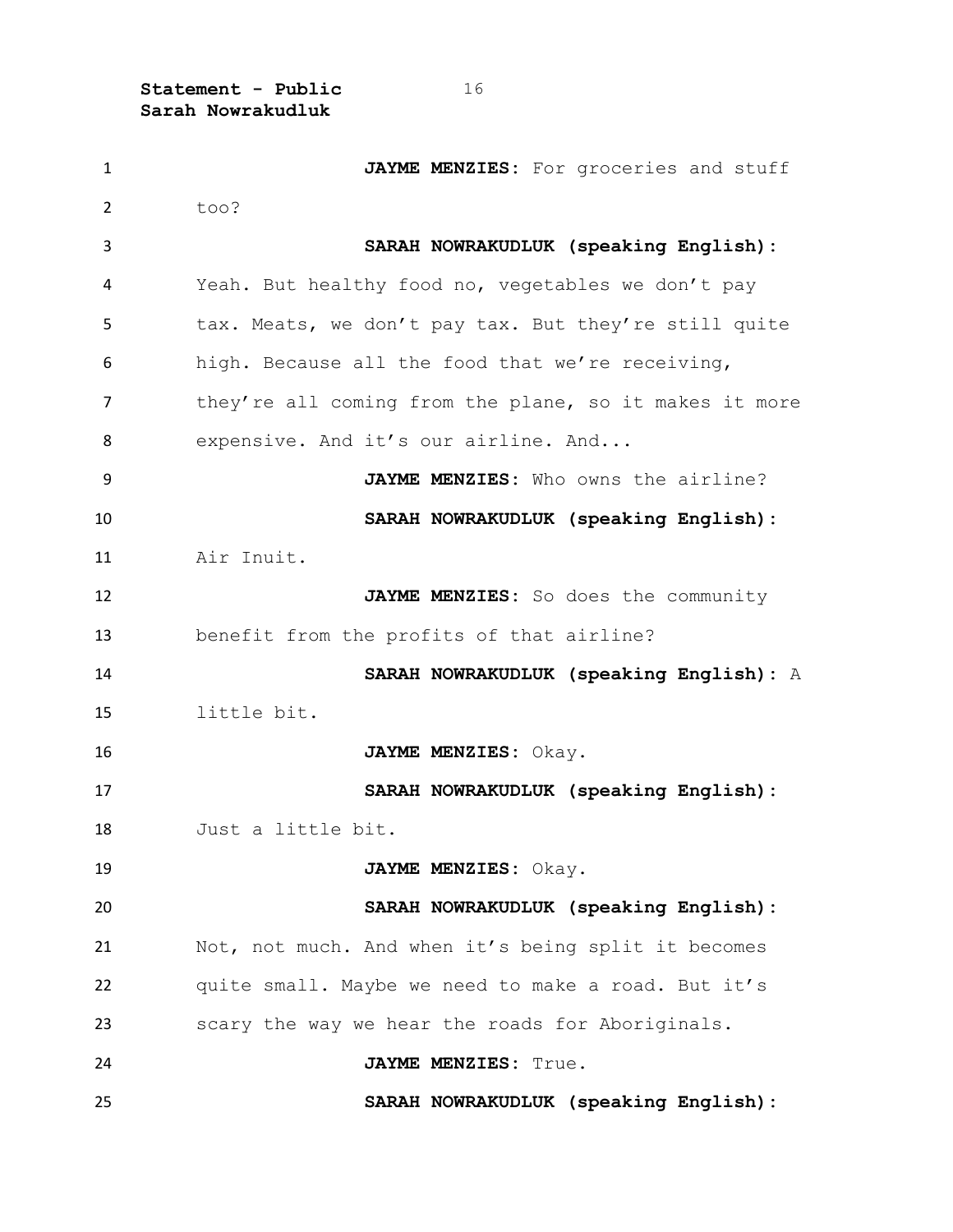**JAYME MENZIES:** For groceries and stuff too?

**SARAH NOWRAKUDLUK (speaking English):** Yeah. But healthy food no, vegetables we don't pay tax. Meats, we don't pay tax. But they're still quite high. Because all the food that we're receiving, they're all coming from the plane, so it makes it more expensive. And it's our airline. And...

**JAYME MENZIES:** Who owns the airline?

**SARAH NOWRAKUDLUK (speaking English):** Air Inuit.

**JAYME MENZIES:** So does the community benefit from the profits of that airline?

**SARAH NOWRAKUDLUK (speaking English):** A little bit.

**JAYME MENZIES:** Okay.

**SARAH NOWRAKUDLUK (speaking English):** Just a little bit.

**JAYME MENZIES:** Okay.

**SARAH NOWRAKUDLUK (speaking English):** Not, not much. And when it's being split it becomes quite small. Maybe we need to make a road. But it's scary the way we hear the roads for Aboriginals.

**JAYME MENZIES:** True.

**SARAH NOWRAKUDLUK (speaking English):**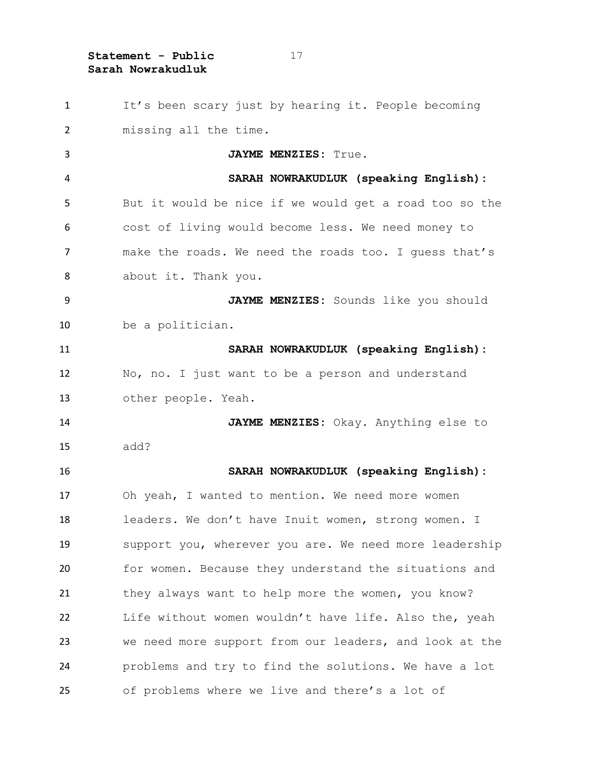It's been scary just by hearing it. People becoming missing all the time.

**JAYME MENZIES**: True.

**SARAH NOWRAKUDLUK (speaking English):** But it would be nice if we would get a road too so the cost of living would become less. We need money to make the roads. We need the roads too. I guess that's about it. Thank you.

**JAYME MENZIES**: Sounds like you should be a politician.

**SARAH NOWRAKUDLUK (speaking English):** No, no. I just want to be a person and understand other people. Yeah.

**JAYME MENZIES**: Okay. Anything else to add?

**SARAH NOWRAKUDLUK (speaking English):** Oh yeah, I wanted to mention. We need more women leaders. We don't have Inuit women, strong women. I support you, wherever you are. We need more leadership for women. Because they understand the situations and they always want to help more the women, you know? Life without women wouldn't have life. Also the, yeah we need more support from our leaders, and look at the problems and try to find the solutions. We have a lot of problems where we live and there's a lot of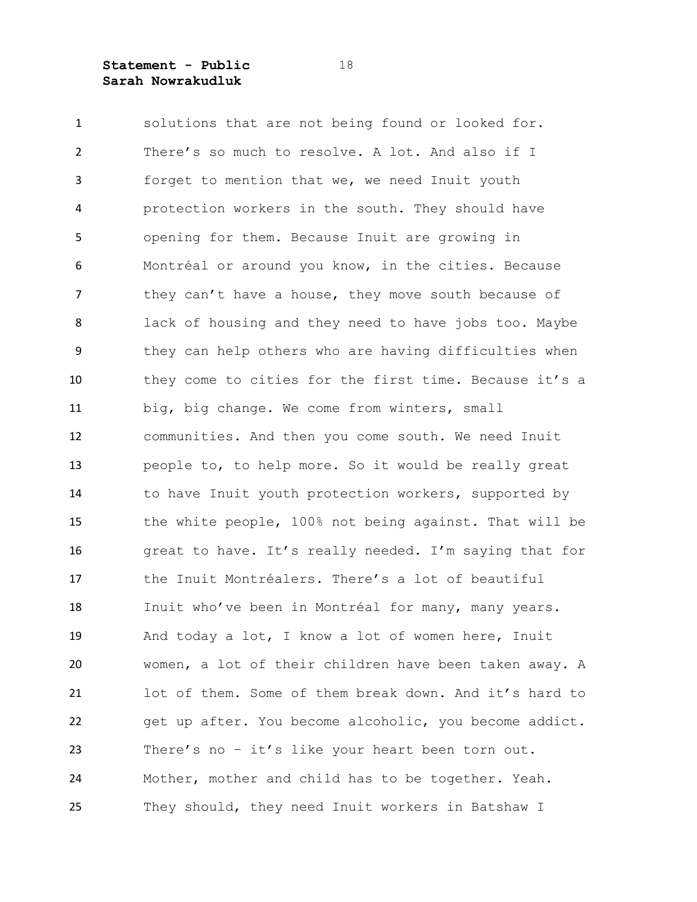solutions that are not being found or looked for. There's so much to resolve. A lot. And also if I forget to mention that we, we need Inuit youth protection workers in the south. They should have opening for them. Because Inuit are growing in Montréal or around you know, in the cities. Because they can't have a house, they move south because of lack of housing and they need to have jobs too. Maybe they can help others who are having difficulties when they come to cities for the first time. Because it's a big, big change. We come from winters, small communities. And then you come south. We need Inuit people to, to help more. So it would be really great to have Inuit youth protection workers, supported by the white people, 100% not being against. That will be great to have. It's really needed. I'm saying that for the Inuit Montréalers. There's a lot of beautiful Inuit who've been in Montréal for many, many years. And today a lot, I know a lot of women here, Inuit women, a lot of their children have been taken away. A lot of them. Some of them break down. And it's hard to get up after. You become alcoholic, you become addict. There's no – it's like your heart been torn out. Mother, mother and child has to be together. Yeah. They should, they need Inuit workers in Batshaw I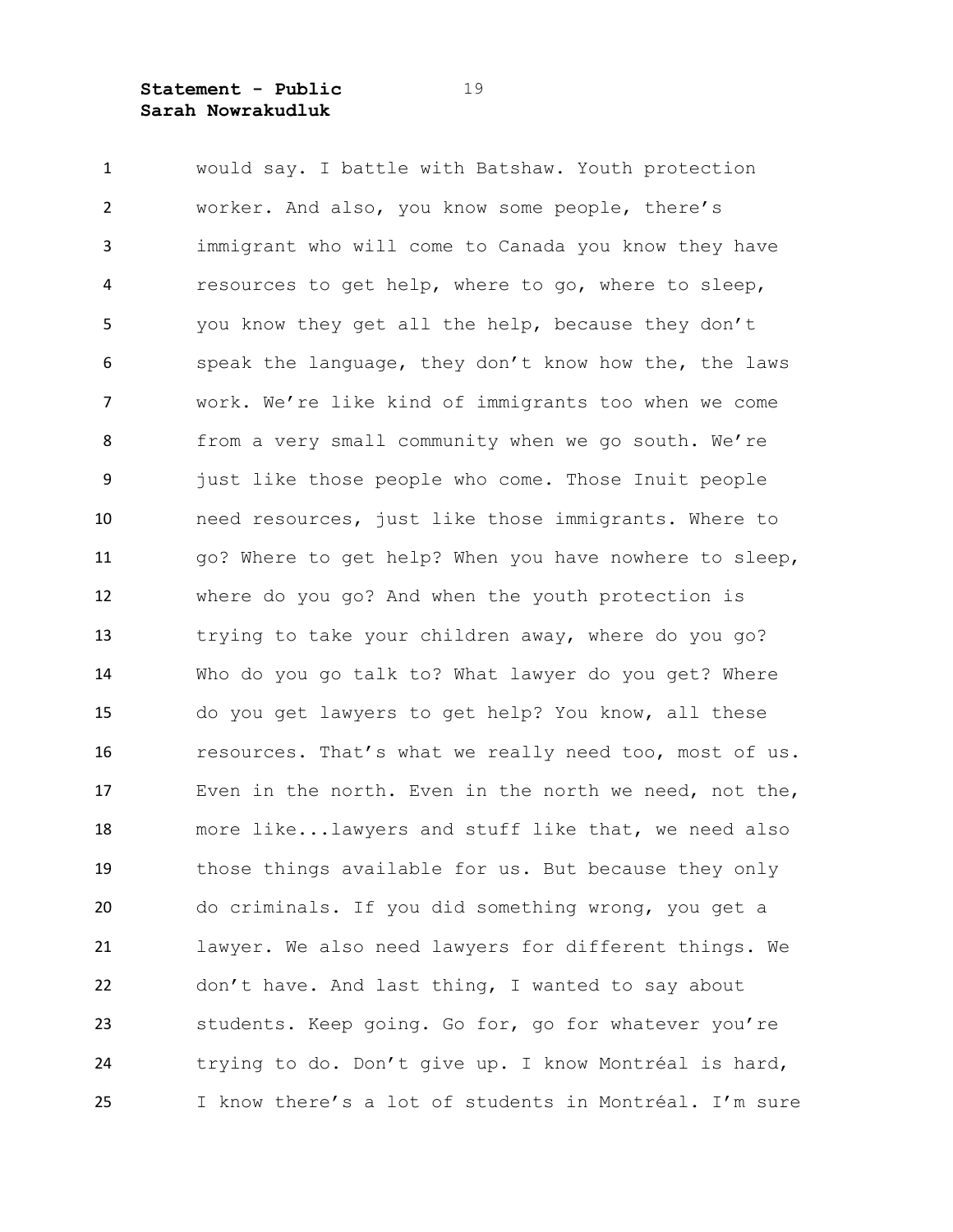would say. I battle with Batshaw. Youth protection worker. And also, you know some people, there's immigrant who will come to Canada you know they have resources to get help, where to go, where to sleep, you know they get all the help, because they don't speak the language, they don't know how the, the laws work. We're like kind of immigrants too when we come from a very small community when we go south. We're just like those people who come. Those Inuit people need resources, just like those immigrants. Where to go? Where to get help? When you have nowhere to sleep, where do you go? And when the youth protection is trying to take your children away, where do you go? Who do you go talk to? What lawyer do you get? Where do you get lawyers to get help? You know, all these resources. That's what we really need too, most of us. Even in the north. Even in the north we need, not the, more like...lawyers and stuff like that, we need also those things available for us. But because they only do criminals. If you did something wrong, you get a lawyer. We also need lawyers for different things. We don't have. And last thing, I wanted to say about students. Keep going. Go for, go for whatever you're trying to do. Don't give up. I know Montréal is hard, I know there's a lot of students in Montréal. I'm sure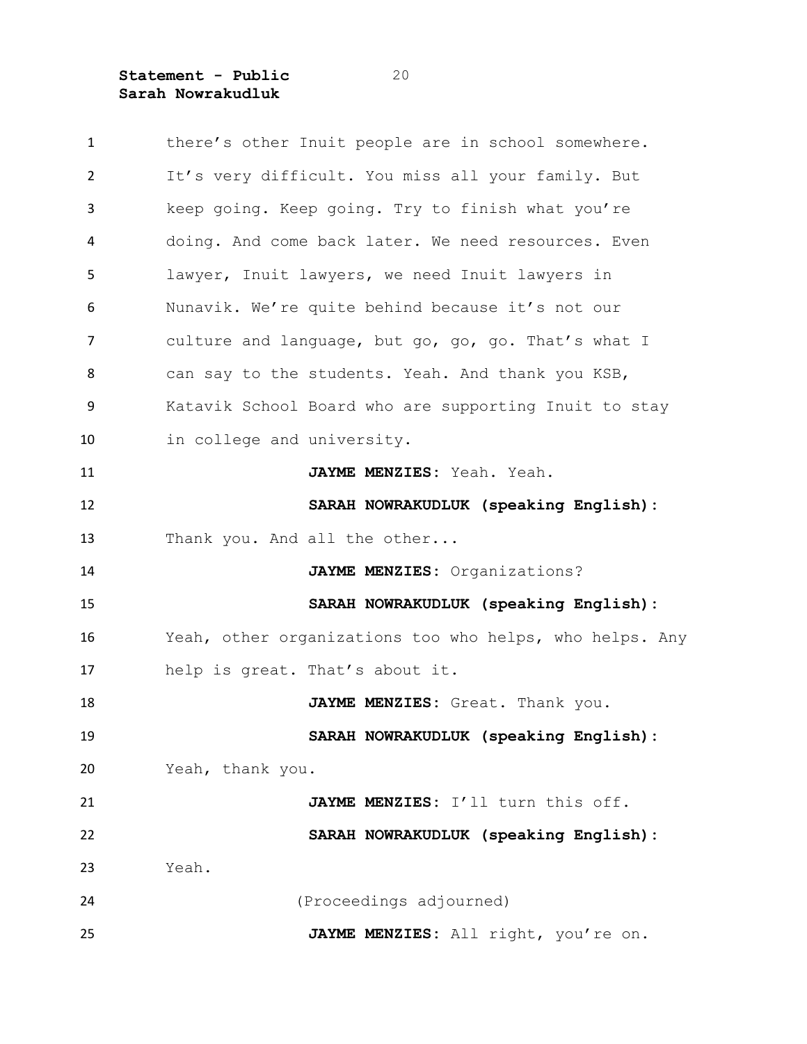there's other Inuit people are in school somewhere. It's very difficult. You miss all your family. But keep going. Keep going. Try to finish what you're doing. And come back later. We need resources. Even lawyer, Inuit lawyers, we need Inuit lawyers in Nunavik. We're quite behind because it's not our culture and language, but go, go, go. That's what I can say to the students. Yeah. And thank you KSB, Katavik School Board who are supporting Inuit to stay in college and university.

**JAYME MENZIES**: Yeah. Yeah.

**SARAH NOWRAKUDLUK (speaking English):** Thank you. And all the other...

**JAYME MENZIES**: Organizations?

**SARAH NOWRAKUDLUK (speaking English):** Yeah, other organizations too who helps, who helps. Any help is great. That's about it.

**JAYME MENZIES**: Great. Thank you.

**SARAH NOWRAKUDLUK (speaking English):** Yeah, thank you.

**JAYME MENZIES**: I'll turn this off.

**SARAH NOWRAKUDLUK (speaking English):** Yeah.

(Proceedings adjourned)

**JAYME MENZIES**: All right, you're on.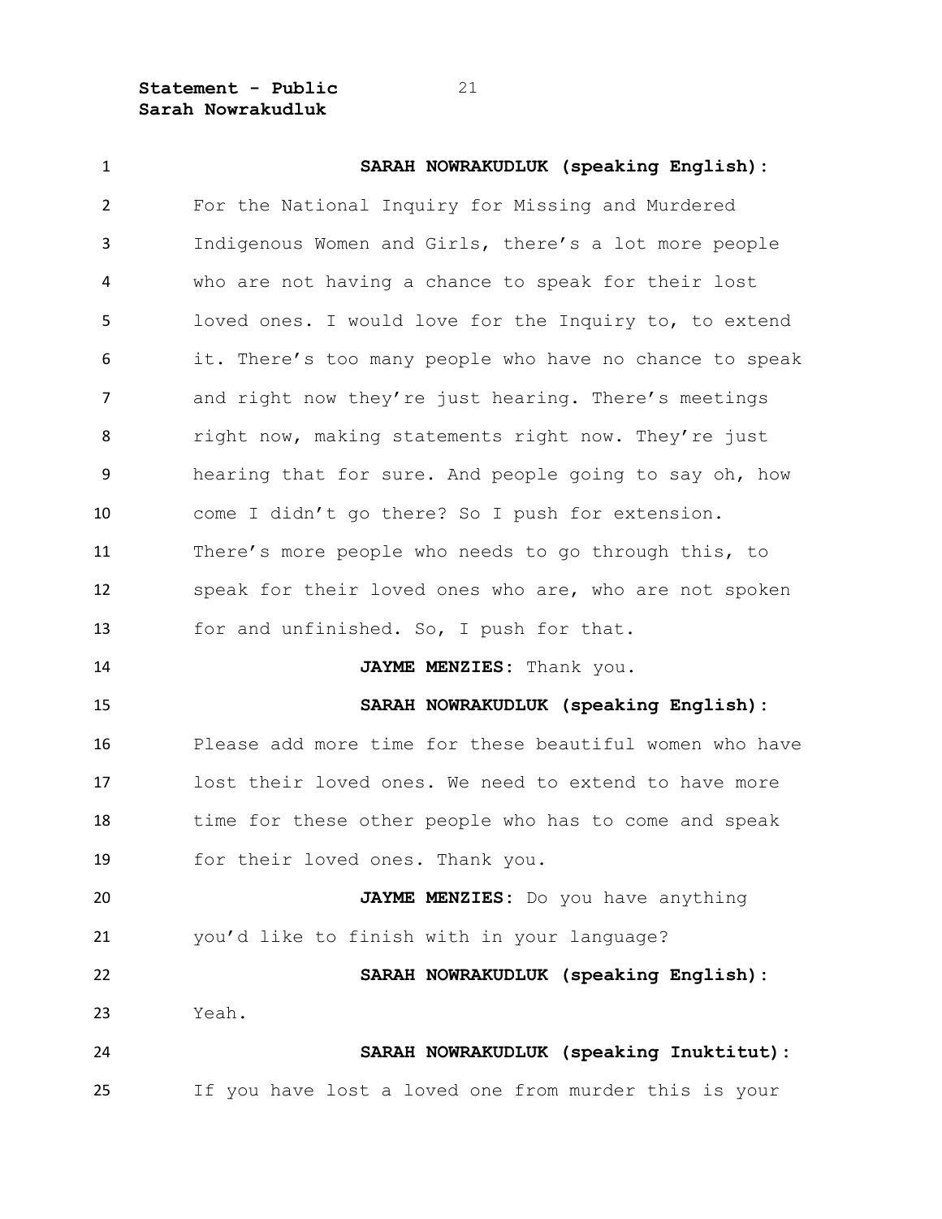**SARAH NOWRAKUDLUK (speaking English):** For the National Inquiry for Missing and Murdered Indigenous Women and Girls, there's a lot more people who are not having a chance to speak for their lost loved ones. I would love for the Inquiry to, to extend it. There's too many people who have no chance to speak and right now they're just hearing. There's meetings right now, making statements right now. They're just hearing that for sure. And people going to say oh, how come I didn't go there? So I push for extension. There's more people who needs to go through this, to speak for their loved ones who are, who are not spoken for and unfinished. So, I push for that.

**JAYME MENZIES:** Thank you.

**SARAH NOWRAKUDLUK (speaking English):** Please add more time for these beautiful women who have lost their loved ones. We need to extend to have more time for these other people who has to come and speak for their loved ones. Thank you.

**JAYME MENZIES:** Do you have anything you'd like to finish with in your language?

**SARAH NOWRAKUDLUK (speaking English):** Yeah.

**SARAH NOWRAKUDLUK (speaking Inuktitut):** If you have lost a loved one from murder this is your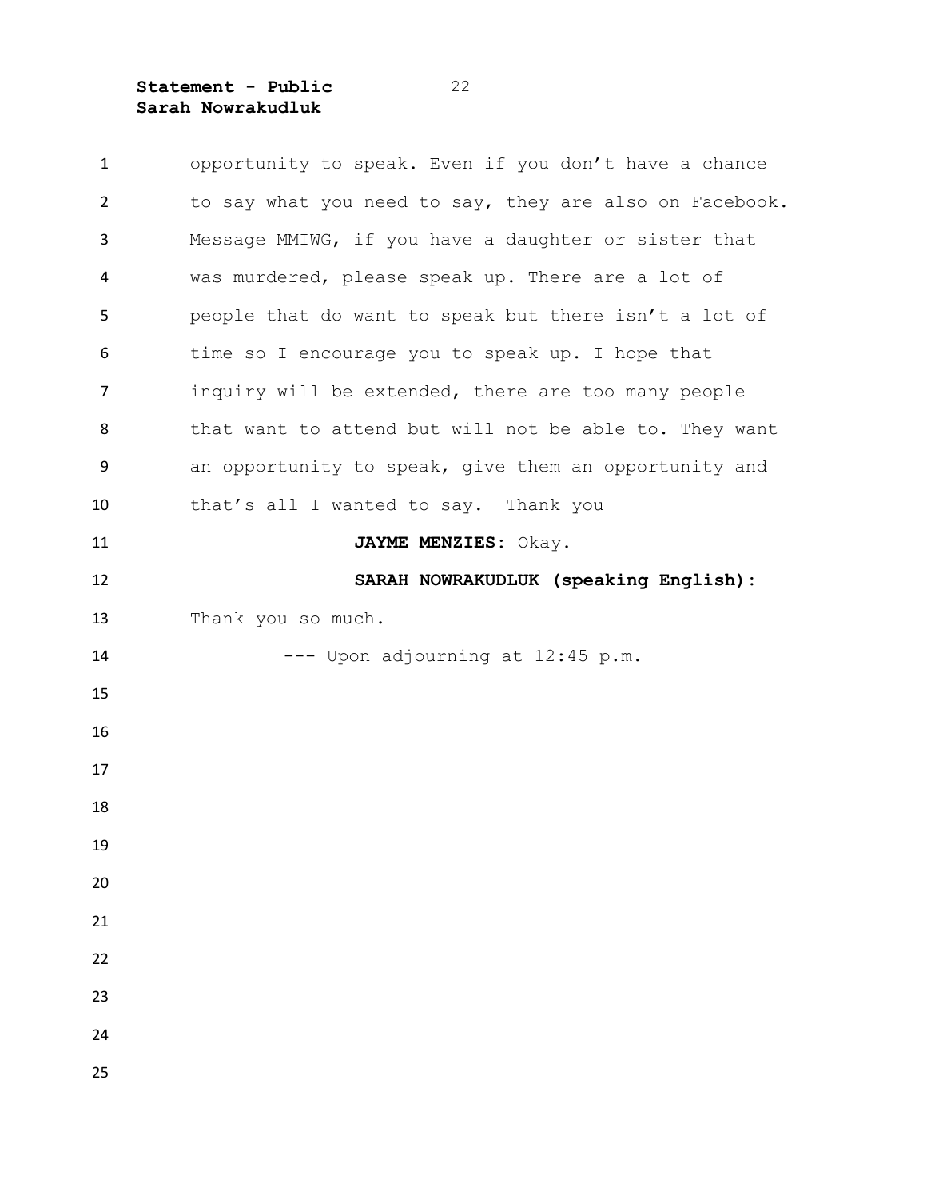opportunity to speak. Even if you don't have a chance to say what you need to say, they are also on Facebook. Message MMIWG, if you have a daughter or sister that was murdered, please speak up. There are a lot of people that do want to speak but there isn't a lot of time so I encourage you to speak up. I hope that inquiry will be extended, there are too many people that want to attend but will not be able to. They want an opportunity to speak, give them an opportunity and that's all I wanted to say. Thank you

**JAYME MENZIES:** Okay.

**SARAH NOWRAKUDLUK (speaking English):** Thank you so much.

--- Upon adjourning at 12:45 p.m.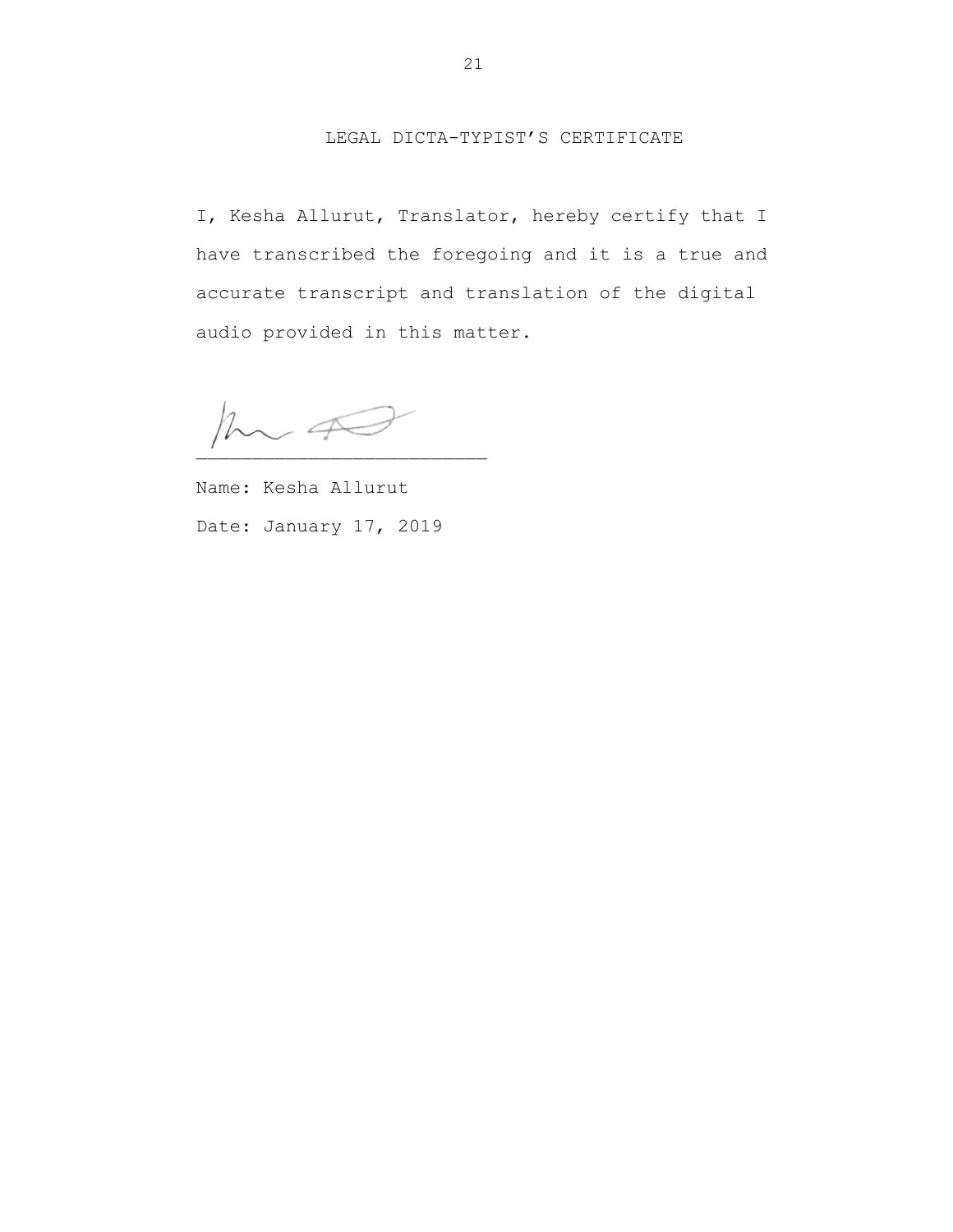# LEGAL DICTA-TYPIST'S CERTIFICATE

I, Kesha Allurut, Translator, hereby certify that I have transcribed the foregoing and it is a true and accurate transcript and translation of the digital audio provided in this matter.

\_\_\_\_\_\_\_\_\_\_\_\_\_\_\_\_\_\_\_\_\_\_\_\_\_\_

Name: Kesha Allurut

Date: January 17, 2019